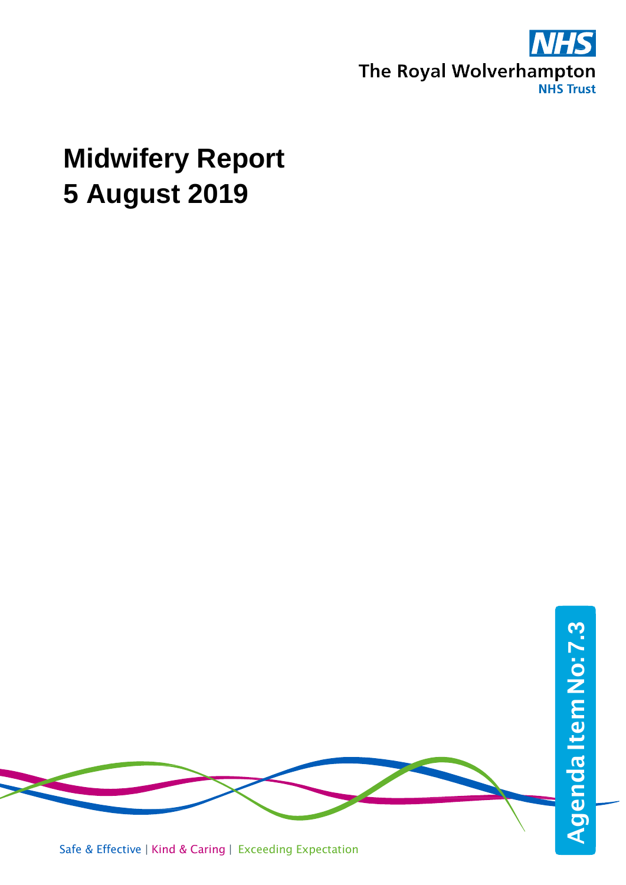The Royal Wolverhampton NHS Trust

# Midwifery Report
# 5 August 2019

Agenda Item No: 7.3

Safe & Effective | Kind & Caring | Exceeding Expectation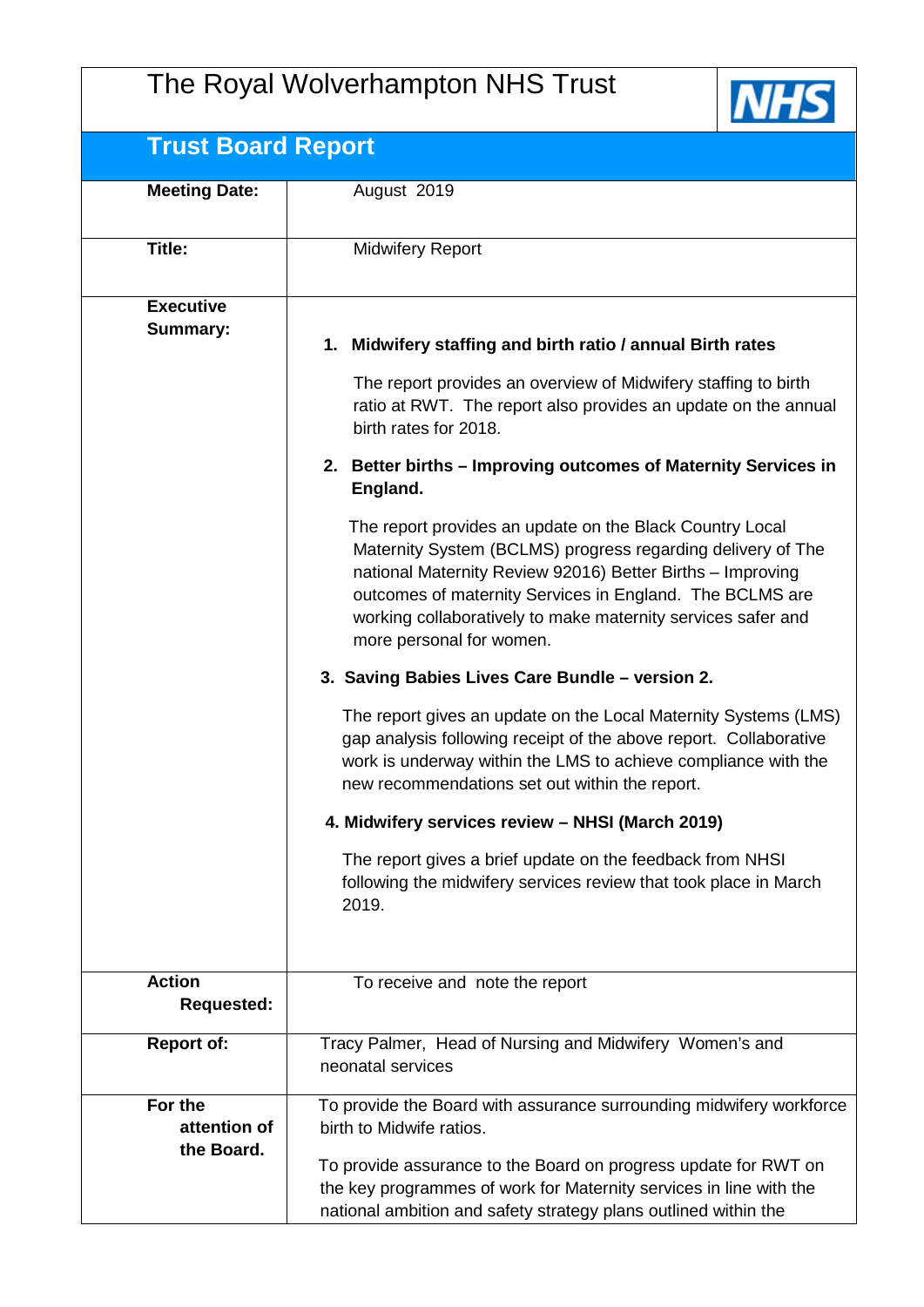# The Royal Wolverhampton NHS Trust

## Trust Board Report

| | |
|---|---|
| **Meeting Date:** | August 2019 |
| **Title:** | Midwifery Report |
| **Executive Summary:** | **1. Midwifery staffing and birth ratio / annual Birth rates**<br><br>The report provides an overview of Midwifery staffing to birth ratio at RWT. The report also provides an update on the annual birth rates for 2018.<br><br>**2. Better births – Improving outcomes of Maternity Services in England.**<br><br>The report provides an update on the Black Country Local Maternity System (BCLMS) progress regarding delivery of The national Maternity Review 92016) Better Births – Improving outcomes of maternity Services in England. The BCLMS are working collaboratively to make maternity services safer and more personal for women.<br><br>**3. Saving Babies Lives Care Bundle – version 2.**<br><br>The report gives an update on the Local Maternity Systems (LMS) gap analysis following receipt of the above report. Collaborative work is underway within the LMS to achieve compliance with the new recommendations set out within the report.<br><br>**4. Midwifery services review – NHSI (March 2019)**<br><br>The report gives a brief update on the feedback from NHSI following the midwifery services review that took place in March 2019. |
| **Action Requested:** | To receive and note the report |
| **Report of:** | Tracy Palmer, Head of Nursing and Midwifery Women's and neonatal services |
| **For the attention of the Board.** | To provide the Board with assurance surrounding midwifery workforce birth to Midwife ratios.<br><br>To provide assurance to the Board on progress update for RWT on the key programmes of work for Maternity services in line with the national ambition and safety strategy plans outlined within the |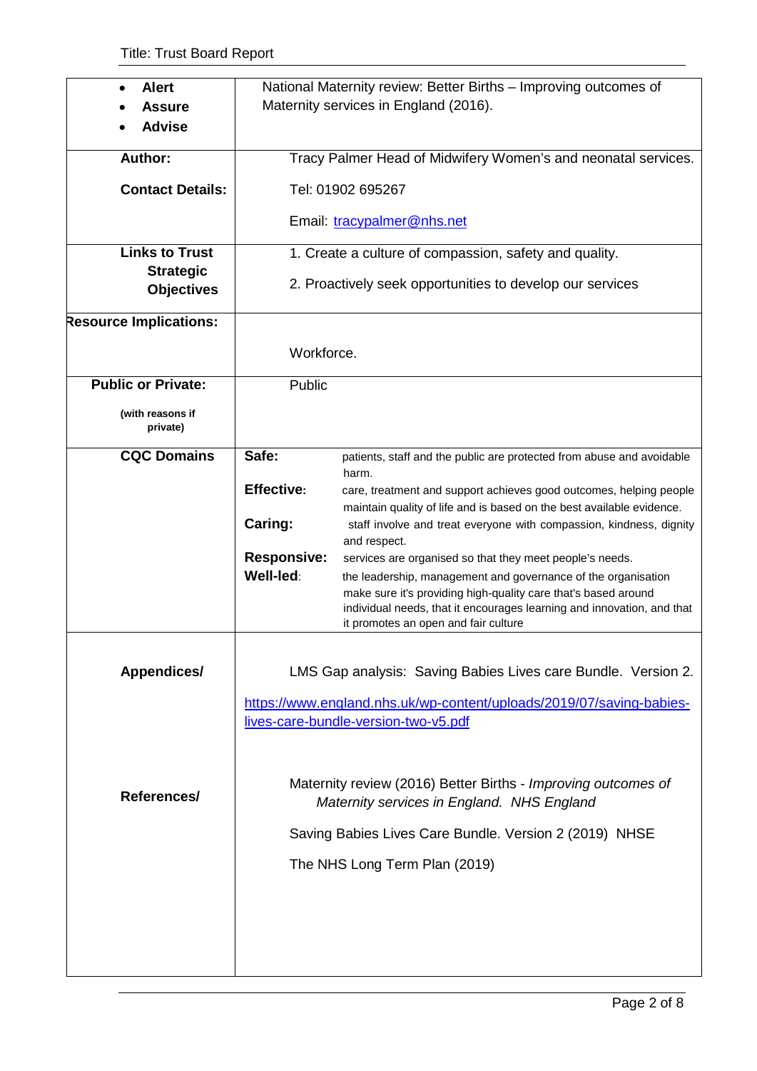Title: Trust Board Report

| | |
|---|---|
| • **Alert**<br>• **Assure**<br>• **Advise** | National Maternity review: Better Births – Improving outcomes of Maternity services in England (2016). |
| **Author:**<br><br>**Contact Details:** | Tracy Palmer Head of Midwifery Women's and neonatal services.<br><br>Tel: 01902 695267<br><br>Email: [tracypalmer@nhs.net](mailto:tracypalmer@nhs.net) |
| **Links to Trust Strategic Objectives** | 1. Create a culture of compassion, safety and quality.<br><br>2. Proactively seek opportunities to develop our services |
| **Resource Implications:** | Workforce. |
| **Public or Private:**<br><br>**(with reasons if private)** | Public |
| **CQC Domains** | **Safe:** patients, staff and the public are protected from abuse and avoidable harm.<br>**Effective:** care, treatment and support achieves good outcomes, helping people maintain quality of life and is based on the best available evidence.<br>**Caring:** staff involve and treat everyone with compassion, kindness, dignity and respect.<br>**Responsive:** services are organised so that they meet people's needs.<br>**Well-led:** the leadership, management and governance of the organisation make sure it's providing high-quality care that's based around individual needs, that it encourages learning and innovation, and that it promotes an open and fair culture |
| **Appendices/**<br><br>**References/** | LMS Gap analysis: Saving Babies Lives care Bundle. Version 2.<br><br>[https://www.england.nhs.uk/wp-content/uploads/2019/07/saving-babies-lives-care-bundle-version-two-v5.pdf](https://www.england.nhs.uk/wp-content/uploads/2019/07/saving-babies-lives-care-bundle-version-two-v5.pdf)<br><br>Maternity review (2016) Better Births - *Improving outcomes of Maternity services in England. NHS England*<br><br>Saving Babies Lives Care Bundle. Version 2 (2019) NHSE<br><br>The NHS Long Term Plan (2019) |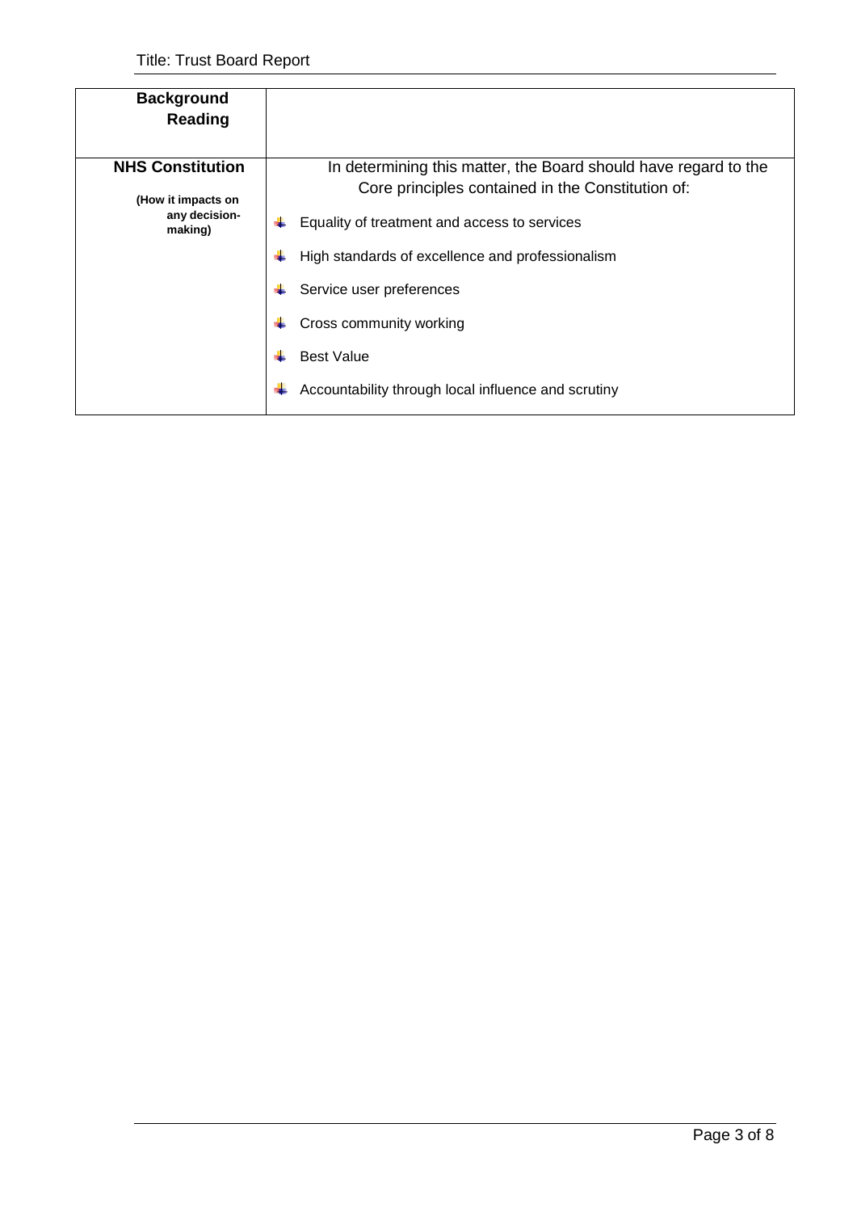| **Background Reading** | |
|---|---|
| **NHS Constitution**<br><br>**(How it impacts on any decision-making)** | In determining this matter, the Board should have regard to the Core principles contained in the Constitution of:<br><br>- Equality of treatment and access to services<br>- High standards of excellence and professionalism<br>- Service user preferences<br>- Cross community working<br>- Best Value<br>- Accountability through local influence and scrutiny |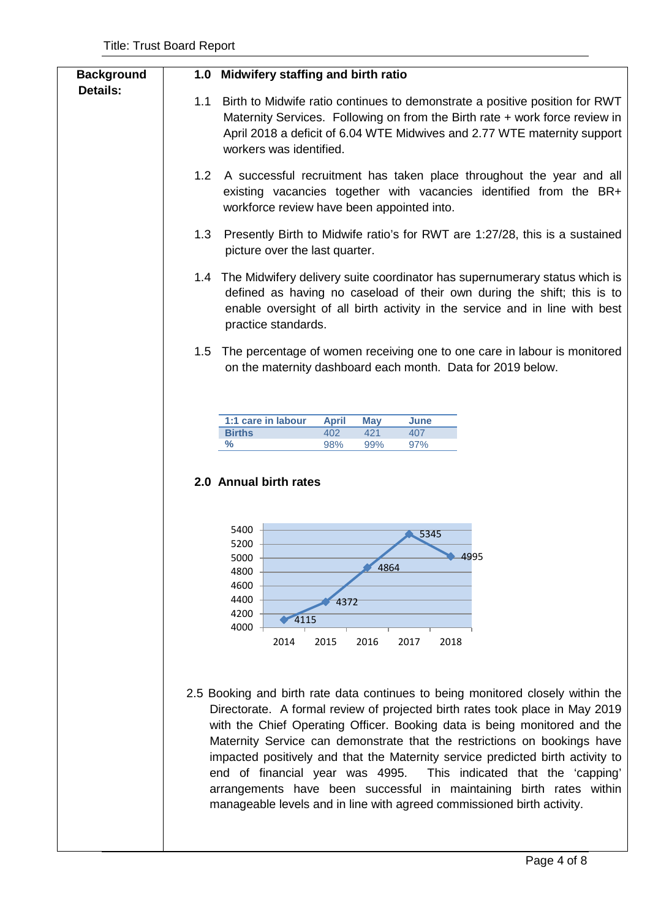**Background Details:**

**1.0 Midwifery staffing and birth ratio**

1.1 Birth to Midwife ratio continues to demonstrate a positive position for RWT Maternity Services. Following on from the Birth rate + work force review in April 2018 a deficit of 6.04 WTE Midwives and 2.77 WTE maternity support workers was identified.

1.2 A successful recruitment has taken place throughout the year and all existing vacancies together with vacancies identified from the BR+ workforce review have been appointed into.

1.3 Presently Birth to Midwife ratio's for RWT are 1:27/28, this is a sustained picture over the last quarter.

1.4 The Midwifery delivery suite coordinator has supernumerary status which is defined as having no caseload of their own during the shift; this is to enable oversight of all birth activity in the service and in line with best practice standards.

1.5 The percentage of women receiving one to one care in labour is monitored on the maternity dashboard each month. Data for 2019 below.

| 1:1 care in labour | April | May | June |
|---|---|---|---|
| Births | 402 | 421 | 407 |
| % | 98% | 99% | 97% |

**2.0 Annual birth rates**

| Year | 2014 | 2015 | 2016 | 2017 | 2018 |
|---|---|---|---|---|---|
| Births | 4115 | 4372 | 4864 | 5345 | 4995 |

2.5 Booking and birth rate data continues to being monitored closely within the Directorate. A formal review of projected birth rates took place in May 2019 with the Chief Operating Officer. Booking data is being monitored and the Maternity Service can demonstrate that the restrictions on bookings have impacted positively and that the Maternity service predicted birth activity to end of financial year was 4995. This indicated that the 'capping' arrangements have been successful in maintaining birth rates within manageable levels and in line with agreed commissioned birth activity.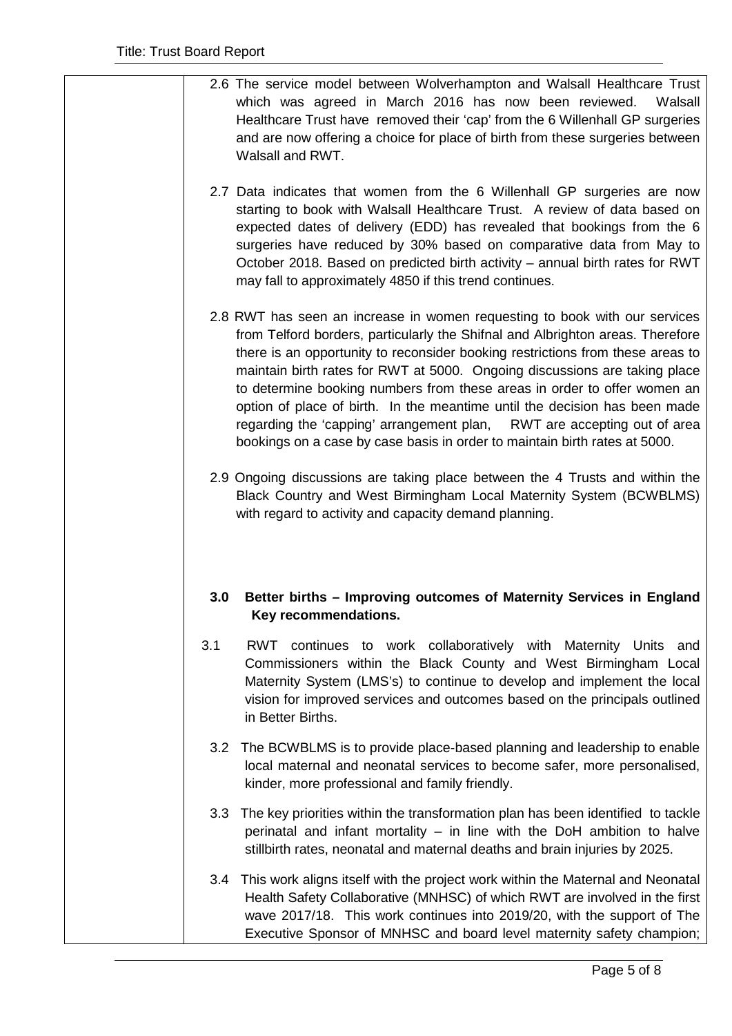2.6 The service model between Wolverhampton and Walsall Healthcare Trust which was agreed in March 2016 has now been reviewed. Walsall Healthcare Trust have removed their 'cap' from the 6 Willenhall GP surgeries and are now offering a choice for place of birth from these surgeries between Walsall and RWT.

2.7 Data indicates that women from the 6 Willenhall GP surgeries are now starting to book with Walsall Healthcare Trust. A review of data based on expected dates of delivery (EDD) has revealed that bookings from the 6 surgeries have reduced by 30% based on comparative data from May to October 2018. Based on predicted birth activity – annual birth rates for RWT may fall to approximately 4850 if this trend continues.

2.8 RWT has seen an increase in women requesting to book with our services from Telford borders, particularly the Shifnal and Albrighton areas. Therefore there is an opportunity to reconsider booking restrictions from these areas to maintain birth rates for RWT at 5000. Ongoing discussions are taking place to determine booking numbers from these areas in order to offer women an option of place of birth. In the meantime until the decision has been made regarding the 'capping' arrangement plan, RWT are accepting out of area bookings on a case by case basis in order to maintain birth rates at 5000.

2.9 Ongoing discussions are taking place between the 4 Trusts and within the Black Country and West Birmingham Local Maternity System (BCWBLMS) with regard to activity and capacity demand planning.

## 3.0 Better births – Improving outcomes of Maternity Services in England Key recommendations.

3.1 RWT continues to work collaboratively with Maternity Units and Commissioners within the Black County and West Birmingham Local Maternity System (LMS's) to continue to develop and implement the local vision for improved services and outcomes based on the principals outlined in Better Births.

3.2 The BCWBLMS is to provide place-based planning and leadership to enable local maternal and neonatal services to become safer, more personalised, kinder, more professional and family friendly.

3.3 The key priorities within the transformation plan has been identified to tackle perinatal and infant mortality – in line with the DoH ambition to halve stillbirth rates, neonatal and maternal deaths and brain injuries by 2025.

3.4 This work aligns itself with the project work within the Maternal and Neonatal Health Safety Collaborative (MNHSC) of which RWT are involved in the first wave 2017/18. This work continues into 2019/20, with the support of The Executive Sponsor of MNHSC and board level maternity safety champion;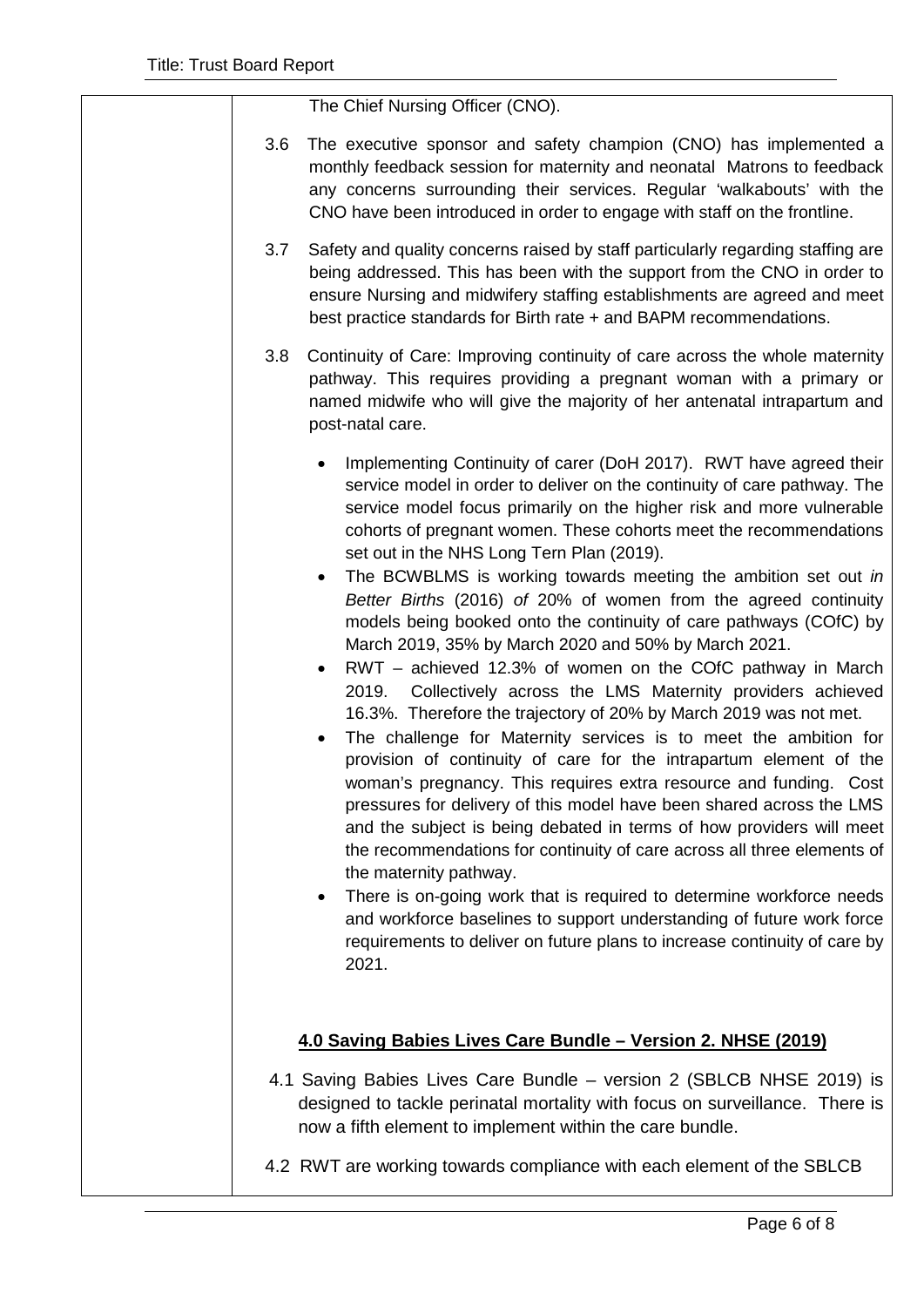The Chief Nursing Officer (CNO).

3.6 The executive sponsor and safety champion (CNO) has implemented a monthly feedback session for maternity and neonatal Matrons to feedback any concerns surrounding their services. Regular 'walkabouts' with the CNO have been introduced in order to engage with staff on the frontline.

3.7 Safety and quality concerns raised by staff particularly regarding staffing are being addressed. This has been with the support from the CNO in order to ensure Nursing and midwifery staffing establishments are agreed and meet best practice standards for Birth rate + and BAPM recommendations.

3.8 Continuity of Care: Improving continuity of care across the whole maternity pathway. This requires providing a pregnant woman with a primary or named midwife who will give the majority of her antenatal intrapartum and post-natal care.

- Implementing Continuity of carer (DoH 2017). RWT have agreed their service model in order to deliver on the continuity of care pathway. The service model focus primarily on the higher risk and more vulnerable cohorts of pregnant women. These cohorts meet the recommendations set out in the NHS Long Tern Plan (2019).
- The BCWBLMS is working towards meeting the ambition set out *in Better Births* (2016) *of* 20% of women from the agreed continuity models being booked onto the continuity of care pathways (COfC) by March 2019, 35% by March 2020 and 50% by March 2021.
- RWT – achieved 12.3% of women on the COfC pathway in March 2019. Collectively across the LMS Maternity providers achieved 16.3%. Therefore the trajectory of 20% by March 2019 was not met.
- The challenge for Maternity services is to meet the ambition for provision of continuity of care for the intrapartum element of the woman's pregnancy. This requires extra resource and funding. Cost pressures for delivery of this model have been shared across the LMS and the subject is being debated in terms of how providers will meet the recommendations for continuity of care across all three elements of the maternity pathway.
- There is on-going work that is required to determine workforce needs and workforce baselines to support understanding of future work force requirements to deliver on future plans to increase continuity of care by 2021.

## 4.0 Saving Babies Lives Care Bundle – Version 2. NHSE (2019)

4.1 Saving Babies Lives Care Bundle – version 2 (SBLCB NHSE 2019) is designed to tackle perinatal mortality with focus on surveillance. There is now a fifth element to implement within the care bundle.

4.2 RWT are working towards compliance with each element of the SBLCB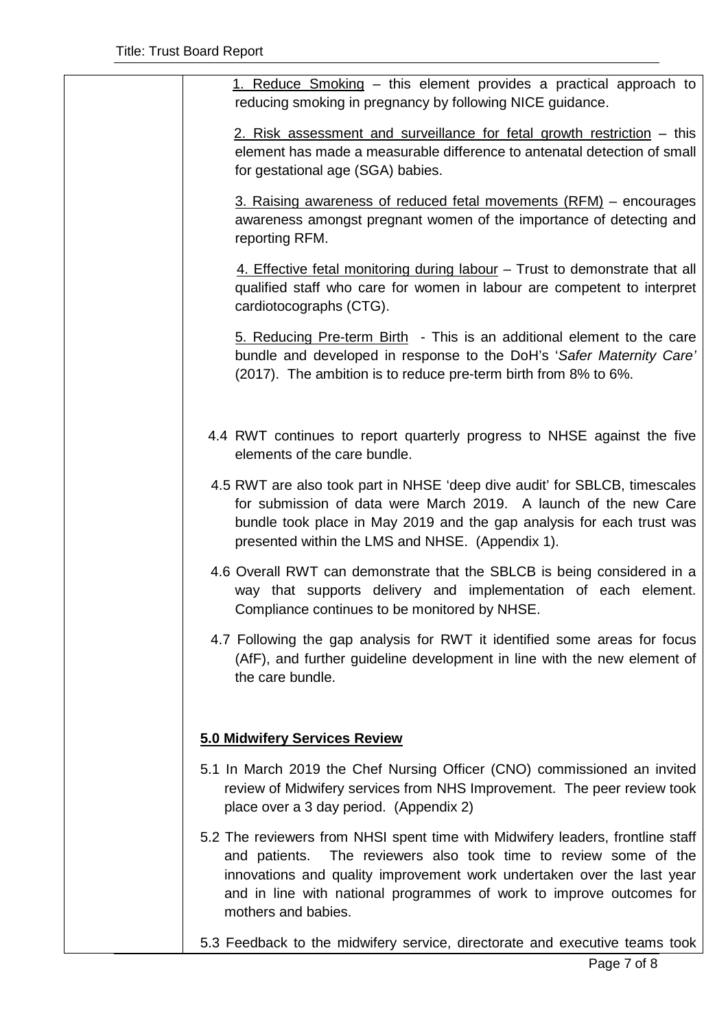1. Reduce Smoking – this element provides a practical approach to reducing smoking in pregnancy by following NICE guidance.

2. Risk assessment and surveillance for fetal growth restriction – this element has made a measurable difference to antenatal detection of small for gestational age (SGA) babies.

3. Raising awareness of reduced fetal movements (RFM) – encourages awareness amongst pregnant women of the importance of detecting and reporting RFM.

4. Effective fetal monitoring during labour – Trust to demonstrate that all qualified staff who care for women in labour are competent to interpret cardiotocographs (CTG).

5. Reducing Pre-term Birth - This is an additional element to the care bundle and developed in response to the DoH's '*Safer Maternity Care'* (2017). The ambition is to reduce pre-term birth from 8% to 6%.

4.4 RWT continues to report quarterly progress to NHSE against the five elements of the care bundle.

4.5 RWT are also took part in NHSE 'deep dive audit' for SBLCB, timescales for submission of data were March 2019. A launch of the new Care bundle took place in May 2019 and the gap analysis for each trust was presented within the LMS and NHSE. (Appendix 1).

4.6 Overall RWT can demonstrate that the SBLCB is being considered in a way that supports delivery and implementation of each element. Compliance continues to be monitored by NHSE.

4.7 Following the gap analysis for RWT it identified some areas for focus (AfF), and further guideline development in line with the new element of the care bundle.

**5.0 Midwifery Services Review**

5.1 In March 2019 the Chef Nursing Officer (CNO) commissioned an invited review of Midwifery services from NHS Improvement. The peer review took place over a 3 day period. (Appendix 2)

5.2 The reviewers from NHSI spent time with Midwifery leaders, frontline staff and patients. The reviewers also took time to review some of the innovations and quality improvement work undertaken over the last year and in line with national programmes of work to improve outcomes for mothers and babies.

5.3 Feedback to the midwifery service, directorate and executive teams took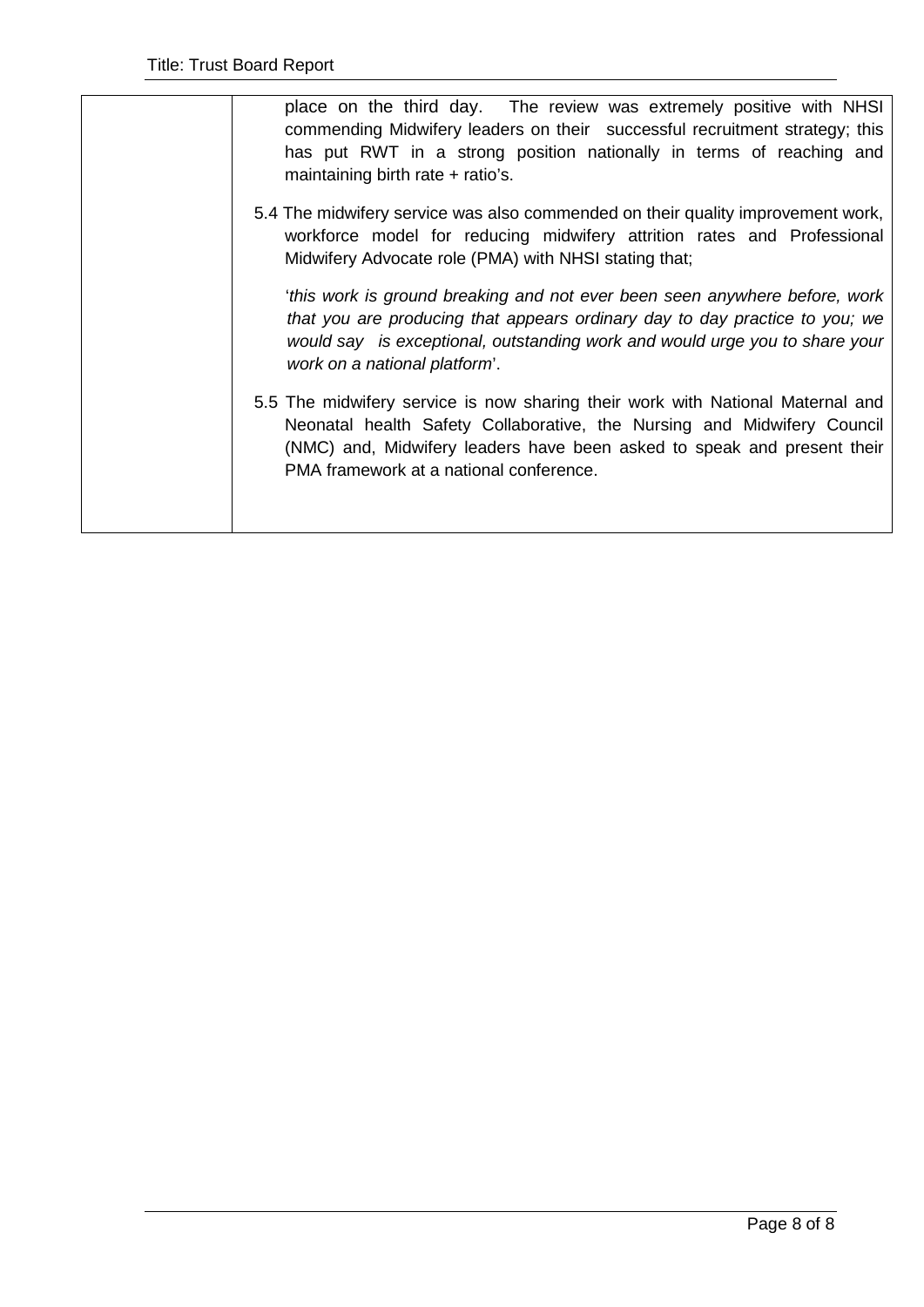| | place on the third day. The review was extremely positive with NHSI commending Midwifery leaders on their successful recruitment strategy; this has put RWT in a strong position nationally in terms of reaching and maintaining birth rate + ratio's.<br><br>5.4 The midwifery service was also commended on their quality improvement work, workforce model for reducing midwifery attrition rates and Professional Midwifery Advocate role (PMA) with NHSI stating that;<br><br>'*this work is ground breaking and not ever been seen anywhere before, work that you are producing that appears ordinary day to day practice to you; we would say is exceptional, outstanding work and would urge you to share your work on a national platform*'.<br><br>5.5 The midwifery service is now sharing their work with National Maternal and Neonatal health Safety Collaborative, the Nursing and Midwifery Council (NMC) and, Midwifery leaders have been asked to speak and present their PMA framework at a national conference. |
|---|---|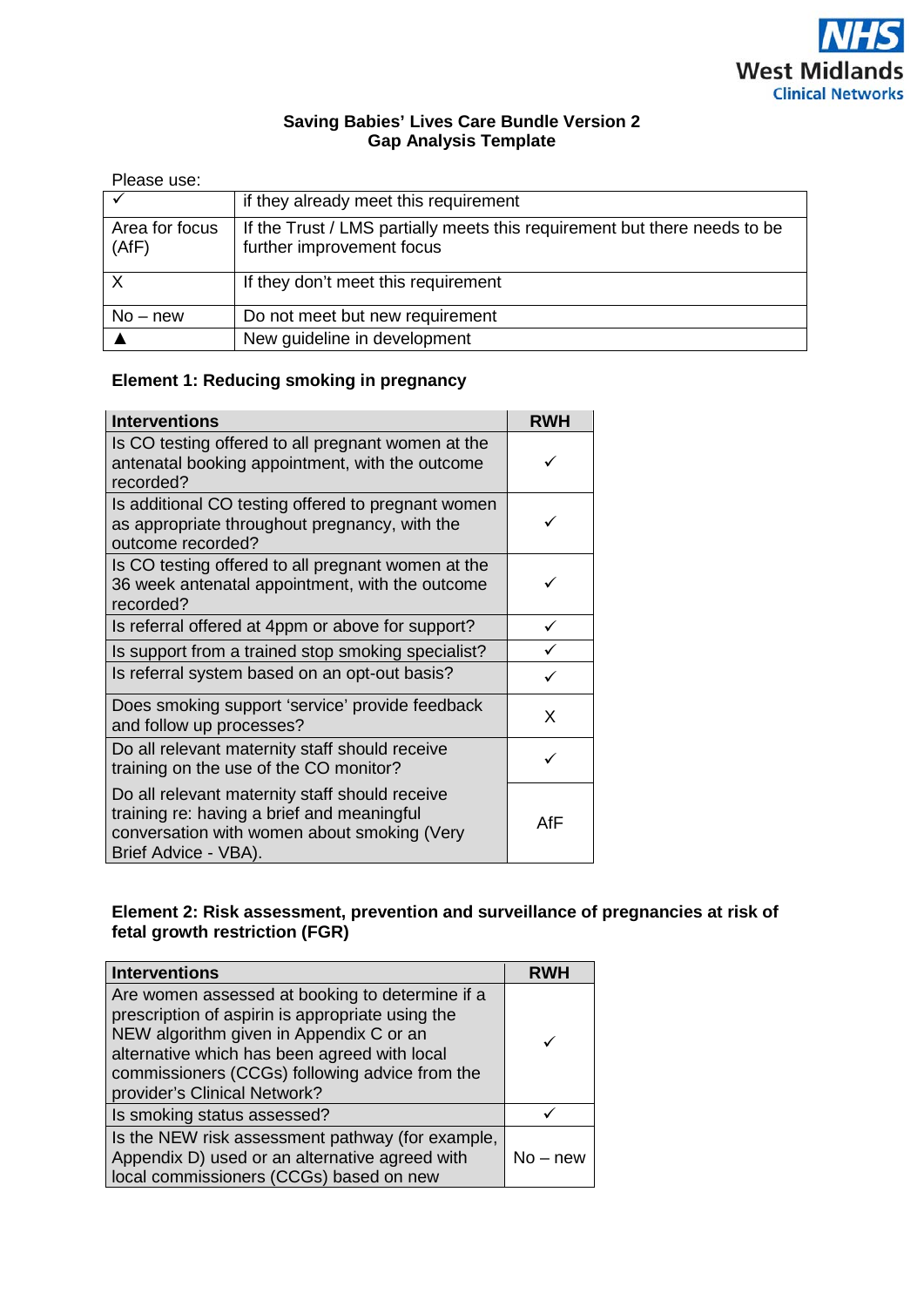**Saving Babies' Lives Care Bundle Version 2**
**Gap Analysis Template**

Please use:

| ✓ | if they already meet this requirement |
|---|---|
| Area for focus (AfF) | If the Trust / LMS partially meets this requirement but there needs to be further improvement focus |
| X | If they don't meet this requirement |
| No – new | Do not meet but new requirement |
| ▲ | New guideline in development |

**Element 1: Reducing smoking in pregnancy**

| Interventions | RWH |
|---|---|
| Is CO testing offered to all pregnant women at the antenatal booking appointment, with the outcome recorded? | ✓ |
| Is additional CO testing offered to pregnant women as appropriate throughout pregnancy, with the outcome recorded? | ✓ |
| Is CO testing offered to all pregnant women at the 36 week antenatal appointment, with the outcome recorded? | ✓ |
| Is referral offered at 4ppm or above for support? | ✓ |
| Is support from a trained stop smoking specialist? | ✓ |
| Is referral system based on an opt-out basis? | ✓ |
| Does smoking support 'service' provide feedback and follow up processes? | X |
| Do all relevant maternity staff should receive training on the use of the CO monitor? | ✓ |
| Do all relevant maternity staff should receive training re: having a brief and meaningful conversation with women about smoking (Very Brief Advice - VBA). | AfF |

**Element 2: Risk assessment, prevention and surveillance of pregnancies at risk of fetal growth restriction (FGR)**

| Interventions | RWH |
|---|---|
| Are women assessed at booking to determine if a prescription of aspirin is appropriate using the NEW algorithm given in Appendix C or an alternative which has been agreed with local commissioners (CCGs) following advice from the provider's Clinical Network? | ✓ |
| Is smoking status assessed? | ✓ |
| Is the NEW risk assessment pathway (for example, Appendix D) used or an alternative agreed with local commissioners (CCGs) based on new | No – new |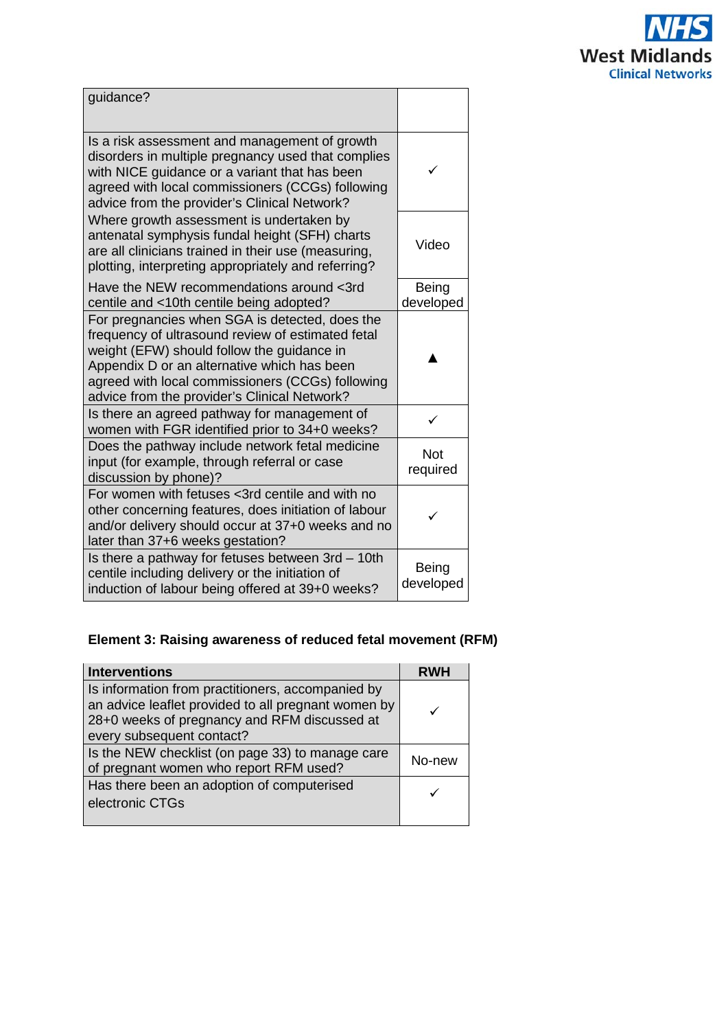| | |
|---|---|
| guidance? | |
| Is a risk assessment and management of growth disorders in multiple pregnancy used that complies with NICE guidance or a variant that has been agreed with local commissioners (CCGs) following advice from the provider's Clinical Network? | ✓ |
| Where growth assessment is undertaken by antenatal symphysis fundal height (SFH) charts are all clinicians trained in their use (measuring, plotting, interpreting appropriately and referring? | Video |
| Have the NEW recommendations around <3rd centile and <10th centile being adopted? | Being developed |
| For pregnancies when SGA is detected, does the frequency of ultrasound review of estimated fetal weight (EFW) should follow the guidance in Appendix D or an alternative which has been agreed with local commissioners (CCGs) following advice from the provider's Clinical Network? | ▲ |
| Is there an agreed pathway for management of women with FGR identified prior to 34+0 weeks? | ✓ |
| Does the pathway include network fetal medicine input (for example, through referral or case discussion by phone)? | Not required |
| For women with fetuses <3rd centile and with no other concerning features, does initiation of labour and/or delivery should occur at 37+0 weeks and no later than 37+6 weeks gestation? | ✓ |
| Is there a pathway for fetuses between 3rd – 10th centile including delivery or the initiation of induction of labour being offered at 39+0 weeks? | Being developed |

**Element 3: Raising awareness of reduced fetal movement (RFM)**

| Interventions | RWH |
|---|---|
| Is information from practitioners, accompanied by an advice leaflet provided to all pregnant women by 28+0 weeks of pregnancy and RFM discussed at every subsequent contact? | ✓ |
| Is the NEW checklist (on page 33) to manage care of pregnant women who report RFM used? | No-new |
| Has there been an adoption of computerised electronic CTGs | ✓ |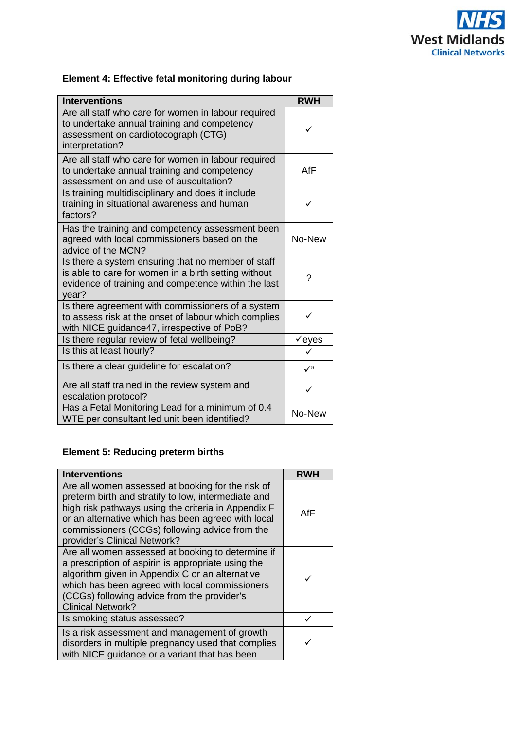### Element 4: Effective fetal monitoring during labour

| Interventions | RWH |
|---|---|
| Are all staff who care for women in labour required to undertake annual training and competency assessment on cardiotocograph (CTG) interpretation? | ✓ |
| Are all staff who care for women in labour required to undertake annual training and competency assessment on and use of auscultation? | AfF |
| Is training multidisciplinary and does it include training in situational awareness and human factors? | ✓ |
| Has the training and competency assessment been agreed with local commissioners based on the advice of the MCN? | No-New |
| Is there a system ensuring that no member of staff is able to care for women in a birth setting without evidence of training and competence within the last year? | ? |
| Is there agreement with commissioners of a system to assess risk at the onset of labour which complies with NICE guidance47, irrespective of PoB? | ✓ |
| Is there regular review of fetal wellbeing? | ✓eyes |
| Is this at least hourly? | ✓ |
| Is there a clear guideline for escalation? | ✓" |
| Are all staff trained in the review system and escalation protocol? | ✓ |
| Has a Fetal Monitoring Lead for a minimum of 0.4 WTE per consultant led unit been identified? | No-New |

### Element 5: Reducing preterm births

| Interventions | RWH |
|---|---|
| Are all women assessed at booking for the risk of preterm birth and stratify to low, intermediate and high risk pathways using the criteria in Appendix F or an alternative which has been agreed with local commissioners (CCGs) following advice from the provider's Clinical Network? | AfF |
| Are all women assessed at booking to determine if a prescription of aspirin is appropriate using the algorithm given in Appendix C or an alternative which has been agreed with local commissioners (CCGs) following advice from the provider's Clinical Network? | ✓ |
| Is smoking status assessed? | ✓ |
| Is a risk assessment and management of growth disorders in multiple pregnancy used that complies with NICE guidance or a variant that has been | ✓ |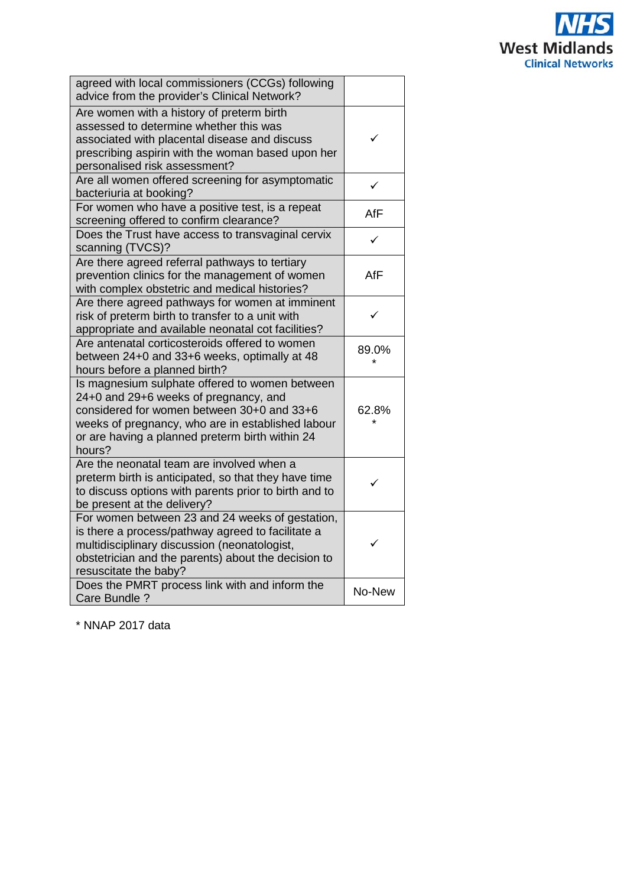| | |
|---|---|
| agreed with local commissioners (CCGs) following advice from the provider's Clinical Network? | |
| Are women with a history of preterm birth assessed to determine whether this was associated with placental disease and discuss prescribing aspirin with the woman based upon her personalised risk assessment? | ✓ |
| Are all women offered screening for asymptomatic bacteriuria at booking? | ✓ |
| For women who have a positive test, is a repeat screening offered to confirm clearance? | AfF |
| Does the Trust have access to transvaginal cervix scanning (TVCS)? | ✓ |
| Are there agreed referral pathways to tertiary prevention clinics for the management of women with complex obstetric and medical histories? | AfF |
| Are there agreed pathways for women at imminent risk of preterm birth to transfer to a unit with appropriate and available neonatal cot facilities? | ✓ |
| Are antenatal corticosteroids offered to women between 24+0 and 33+6 weeks, optimally at 48 hours before a planned birth? | 89.0% * |
| Is magnesium sulphate offered to women between 24+0 and 29+6 weeks of pregnancy, and considered for women between 30+0 and 33+6 weeks of pregnancy, who are in established labour or are having a planned preterm birth within 24 hours? | 62.8% * |
| Are the neonatal team are involved when a preterm birth is anticipated, so that they have time to discuss options with parents prior to birth and to be present at the delivery? | ✓ |
| For women between 23 and 24 weeks of gestation, is there a process/pathway agreed to facilitate a multidisciplinary discussion (neonatologist, obstetrician and the parents) about the decision to resuscitate the baby? | ✓ |
| Does the PMRT process link with and inform the Care Bundle ? | No-New |

* NNAP 2017 data